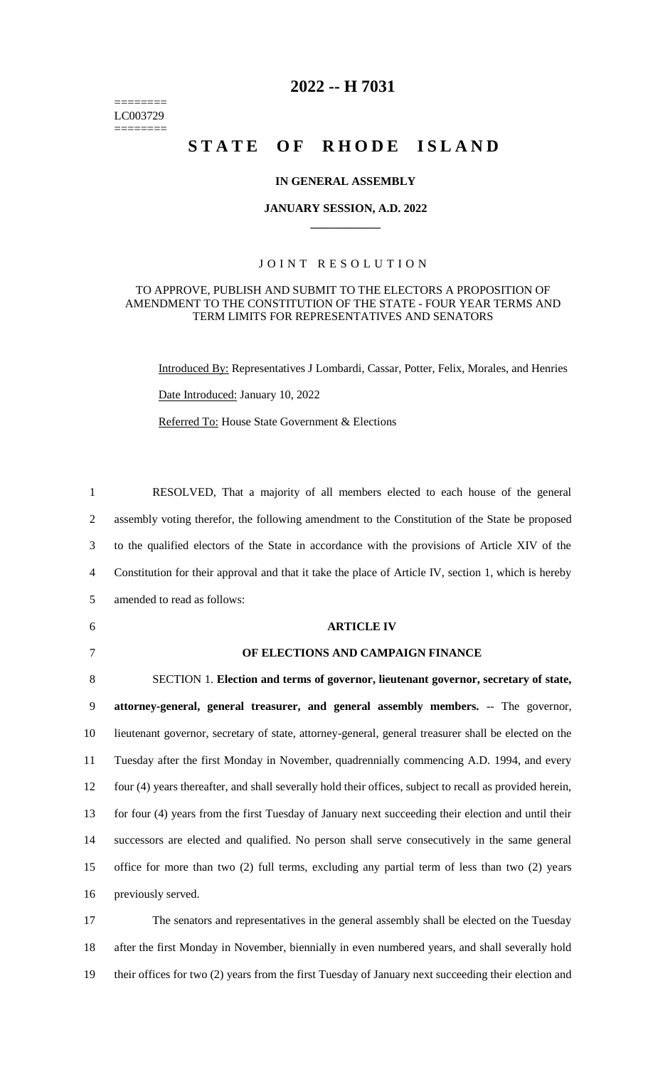========
LC003729
========

# 2022 -- H 7031

# STATE OF RHODE ISLAND

## IN GENERAL ASSEMBLY

## JANUARY SESSION, A.D. 2022

### JOINT RESOLUTION

TO APPROVE, PUBLISH AND SUBMIT TO THE ELECTORS A PROPOSITION OF AMENDMENT TO THE CONSTITUTION OF THE STATE - FOUR YEAR TERMS AND TERM LIMITS FOR REPRESENTATIVES AND SENATORS

Introduced By: Representatives J Lombardi, Cassar, Potter, Felix, Morales, and Henries

Date Introduced: January 10, 2022

Referred To: House State Government & Elections

RESOLVED, That a majority of all members elected to each house of the general assembly voting therefor, the following amendment to the Constitution of the State be proposed to the qualified electors of the State in accordance with the provisions of Article XIV of the Constitution for their approval and that it take the place of Article IV, section 1, which is hereby amended to read as follows:

**ARTICLE IV**

**OF ELECTIONS AND CAMPAIGN FINANCE**

SECTION 1. **Election and terms of governor, lieutenant governor, secretary of state, attorney-general, general treasurer, and general assembly members.** -- The governor, lieutenant governor, secretary of state, attorney-general, general treasurer shall be elected on the Tuesday after the first Monday in November, quadrennially commencing A.D. 1994, and every four (4) years thereafter, and shall severally hold their offices, subject to recall as provided herein, for four (4) years from the first Tuesday of January next succeeding their election and until their successors are elected and qualified. No person shall serve consecutively in the same general office for more than two (2) full terms, excluding any partial term of less than two (2) years previously served.

The senators and representatives in the general assembly shall be elected on the Tuesday after the first Monday in November, biennially in even numbered years, and shall severally hold their offices for two (2) years from the first Tuesday of January next succeeding their election and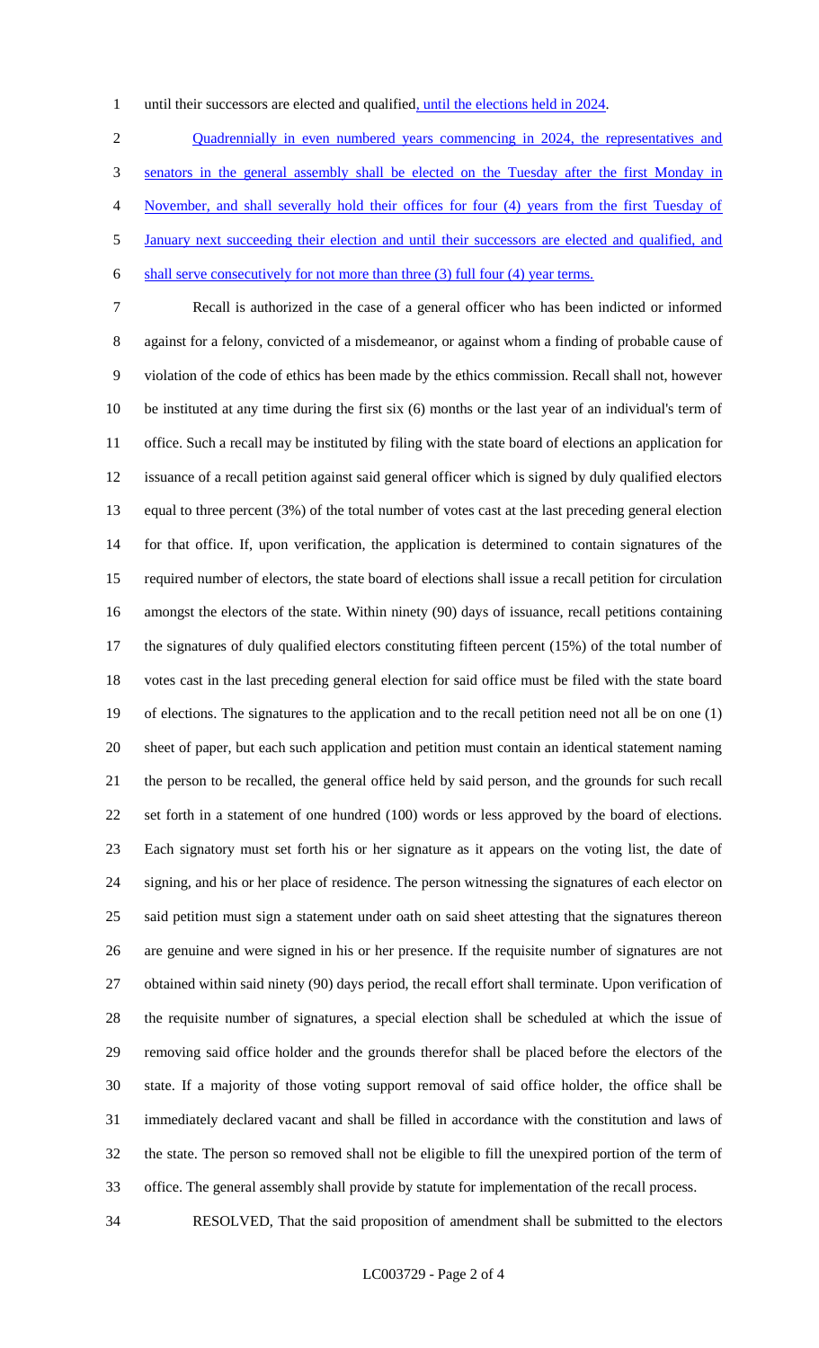until their successors are elected and qualified, until the elections held in 2024.

Quadrennially in even numbered years commencing in 2024, the representatives and senators in the general assembly shall be elected on the Tuesday after the first Monday in November, and shall severally hold their offices for four (4) years from the first Tuesday of January next succeeding their election and until their successors are elected and qualified, and shall serve consecutively for not more than three (3) full four (4) year terms.

Recall is authorized in the case of a general officer who has been indicted or informed against for a felony, convicted of a misdemeanor, or against whom a finding of probable cause of violation of the code of ethics has been made by the ethics commission. Recall shall not, however be instituted at any time during the first six (6) months or the last year of an individual's term of office. Such a recall may be instituted by filing with the state board of elections an application for issuance of a recall petition against said general officer which is signed by duly qualified electors equal to three percent (3%) of the total number of votes cast at the last preceding general election for that office. If, upon verification, the application is determined to contain signatures of the required number of electors, the state board of elections shall issue a recall petition for circulation amongst the electors of the state. Within ninety (90) days of issuance, recall petitions containing the signatures of duly qualified electors constituting fifteen percent (15%) of the total number of votes cast in the last preceding general election for said office must be filed with the state board of elections. The signatures to the application and to the recall petition need not all be on one (1) sheet of paper, but each such application and petition must contain an identical statement naming the person to be recalled, the general office held by said person, and the grounds for such recall set forth in a statement of one hundred (100) words or less approved by the board of elections. Each signatory must set forth his or her signature as it appears on the voting list, the date of signing, and his or her place of residence. The person witnessing the signatures of each elector on said petition must sign a statement under oath on said sheet attesting that the signatures thereon are genuine and were signed in his or her presence. If the requisite number of signatures are not obtained within said ninety (90) days period, the recall effort shall terminate. Upon verification of the requisite number of signatures, a special election shall be scheduled at which the issue of removing said office holder and the grounds therefor shall be placed before the electors of the state. If a majority of those voting support removal of said office holder, the office shall be immediately declared vacant and shall be filled in accordance with the constitution and laws of the state. The person so removed shall not be eligible to fill the unexpired portion of the term of office. The general assembly shall provide by statute for implementation of the recall process.

RESOLVED, That the said proposition of amendment shall be submitted to the electors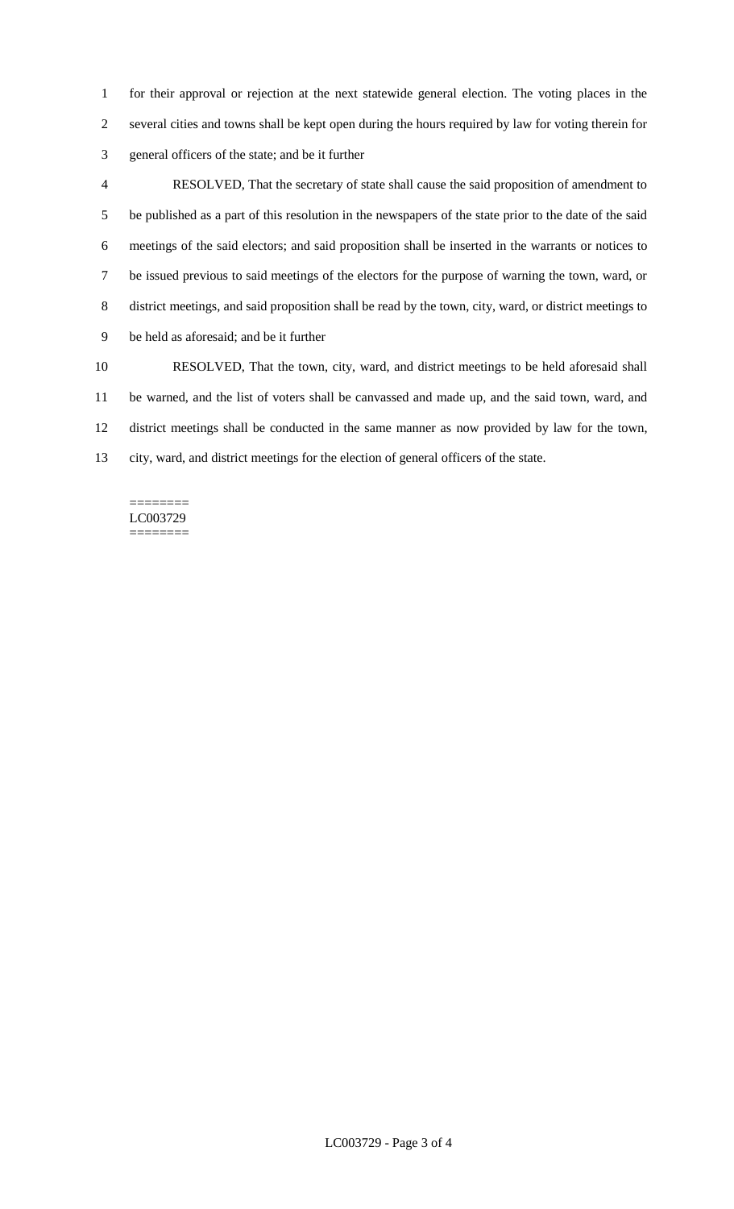for their approval or rejection at the next statewide general election. The voting places in the several cities and towns shall be kept open during the hours required by law for voting therein for general officers of the state; and be it further

RESOLVED, That the secretary of state shall cause the said proposition of amendment to be published as a part of this resolution in the newspapers of the state prior to the date of the said meetings of the said electors; and said proposition shall be inserted in the warrants or notices to be issued previous to said meetings of the electors for the purpose of warning the town, ward, or district meetings, and said proposition shall be read by the town, city, ward, or district meetings to be held as aforesaid; and be it further

RESOLVED, That the town, city, ward, and district meetings to be held aforesaid shall be warned, and the list of voters shall be canvassed and made up, and the said town, ward, and district meetings shall be conducted in the same manner as now provided by law for the town, city, ward, and district meetings for the election of general officers of the state.

========
LC003729
========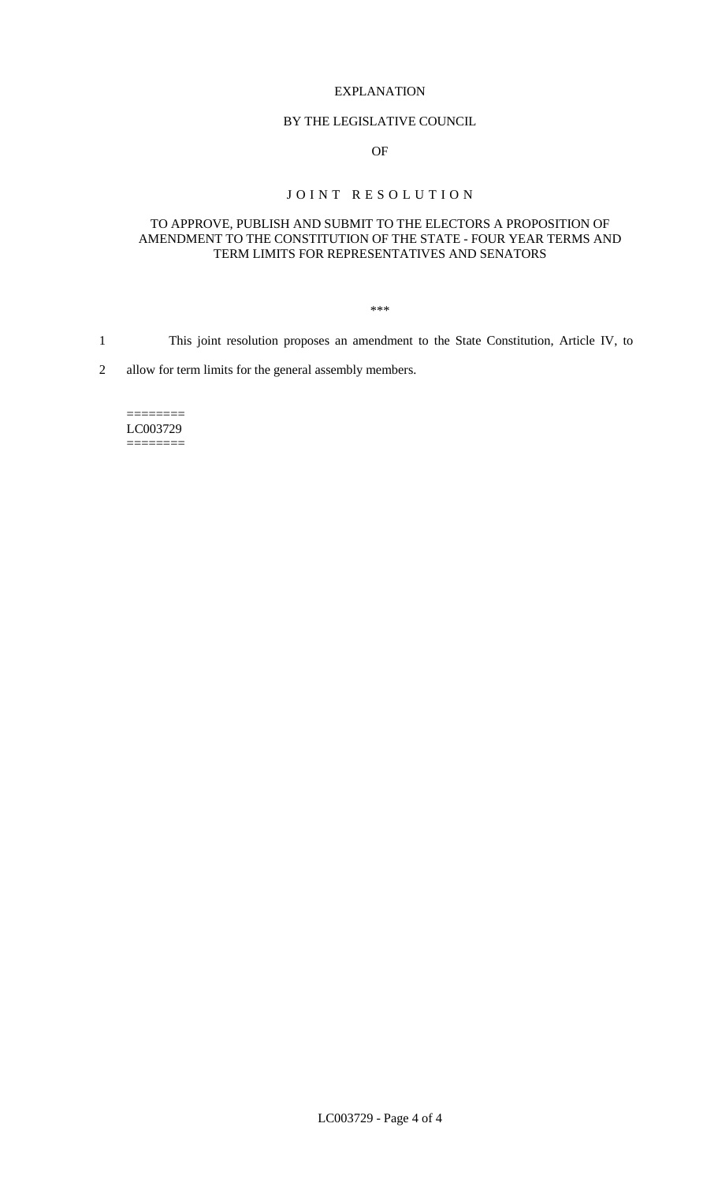EXPLANATION

BY THE LEGISLATIVE COUNCIL

OF

J O I N T   R E S O L U T I O N

TO APPROVE, PUBLISH AND SUBMIT TO THE ELECTORS A PROPOSITION OF AMENDMENT TO THE CONSTITUTION OF THE STATE - FOUR YEAR TERMS AND TERM LIMITS FOR REPRESENTATIVES AND SENATORS

***

1 This joint resolution proposes an amendment to the State Constitution, Article IV, to

2 allow for term limits for the general assembly members.

========
LC003729
========